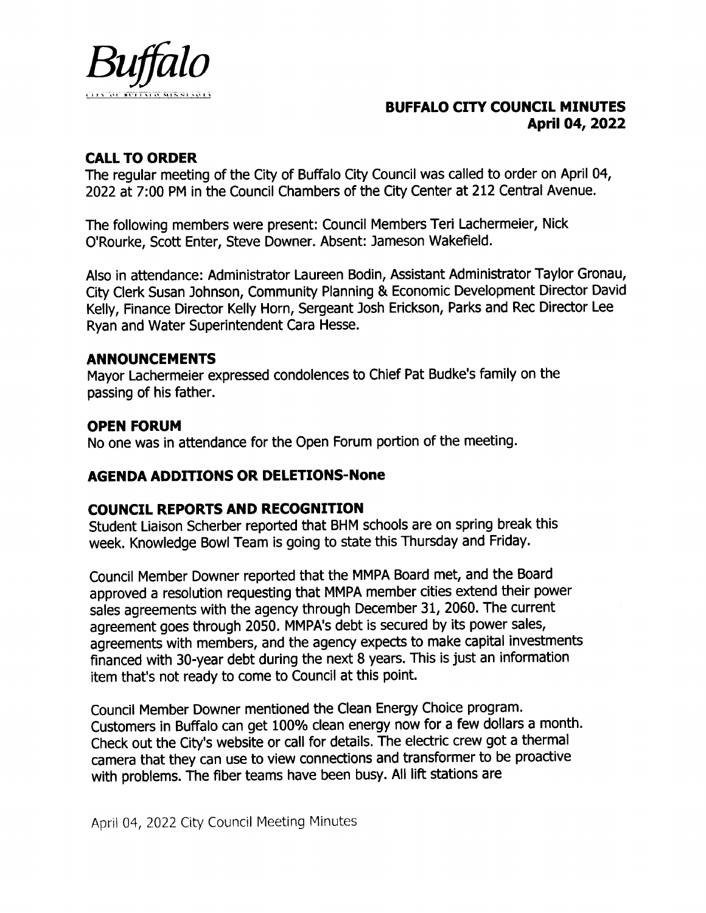*Buffalo*

CITY OF BUFFALO MINNESOTA

**BUFFALO CITY COUNCIL MINUTES**
**April 04, 2022**

## CALL TO ORDER

The regular meeting of the City of Buffalo City Council was called to order on April 04, 2022 at 7:00 PM in the Council Chambers of the City Center at 212 Central Avenue.

The following members were present: Council Members Teri Lachermeier, Nick O'Rourke, Scott Enter, Steve Downer. Absent: Jameson Wakefield.

Also in attendance: Administrator Laureen Bodin, Assistant Administrator Taylor Gronau, City Clerk Susan Johnson, Community Planning & Economic Development Director David Kelly, Finance Director Kelly Horn, Sergeant Josh Erickson, Parks and Rec Director Lee Ryan and Water Superintendent Cara Hesse.

## ANNOUNCEMENTS

Mayor Lachermeier expressed condolences to Chief Pat Budke's family on the passing of his father.

## OPEN FORUM

No one was in attendance for the Open Forum portion of the meeting.

## AGENDA ADDITIONS OR DELETIONS-None

## COUNCIL REPORTS AND RECOGNITION

Student Liaison Scherber reported that BHM schools are on spring break this week. Knowledge Bowl Team is going to state this Thursday and Friday.

Council Member Downer reported that the MMPA Board met, and the Board approved a resolution requesting that MMPA member cities extend their power sales agreements with the agency through December 31, 2060. The current agreement goes through 2050. MMPA's debt is secured by its power sales, agreements with members, and the agency expects to make capital investments financed with 30-year debt during the next 8 years. This is just an information item that's not ready to come to Council at this point.

Council Member Downer mentioned the Clean Energy Choice program. Customers in Buffalo can get 100% clean energy now for a few dollars a month. Check out the City's website or call for details. The electric crew got a thermal camera that they can use to view connections and transformer to be proactive with problems. The fiber teams have been busy. All lift stations are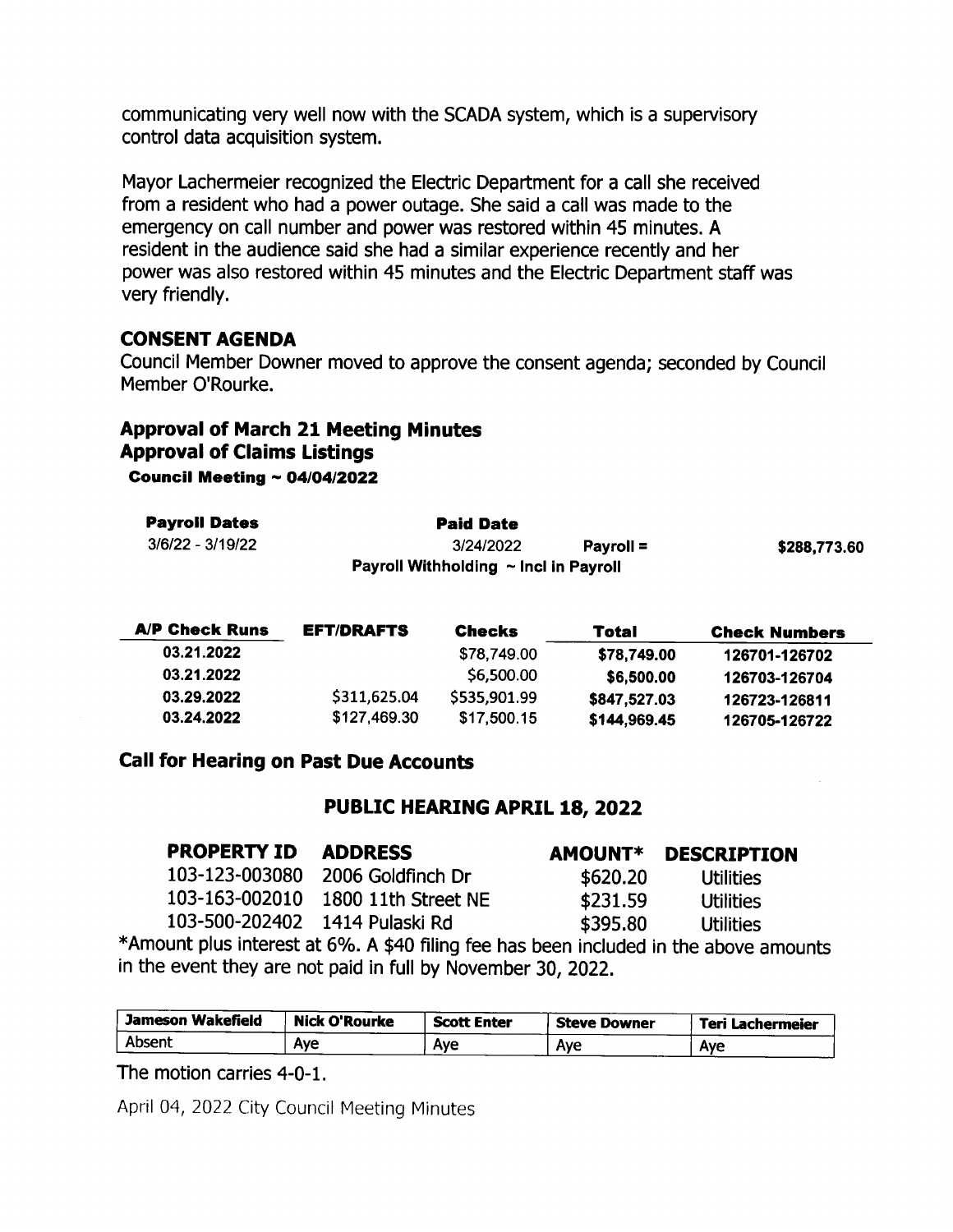communicating very well now with the SCADA system, which is a supervisory control data acquisition system.

Mayor Lachermeier recognized the Electric Department for a call she received from a resident who had a power outage. She said a call was made to the emergency on call number and power was restored within 45 minutes. A resident in the audience said she had a similar experience recently and her power was also restored within 45 minutes and the Electric Department staff was very friendly.

## CONSENT AGENDA

Council Member Downer moved to approve the consent agenda; seconded by Council Member O'Rourke.

### Approval of March 21 Meeting Minutes

### Approval of Claims Listings

**Council Meeting ~ 04/04/2022**

| Payroll Dates | Paid Date | | |
|---|---|---|---|
| 3/6/22 - 3/19/22 | 3/24/2022 | Payroll = | $288,773.60 |
| | Payroll Withholding ~ Incl in Payroll | | |

| A/P Check Runs | EFT/DRAFTS | Checks | Total | Check Numbers |
|---|---|---|---|---|
| 03.21.2022 | | $78,749.00 | $78,749.00 | 126701-126702 |
| 03.21.2022 | | $6,500.00 | $6,500.00 | 126703-126704 |
| 03.29.2022 | $311,625.04 | $535,901.99 | $847,527.03 | 126723-126811 |
| 03.24.2022 | $127,469.30 | $17,500.15 | $144,969.45 | 126705-126722 |

### Call for Hearing on Past Due Accounts

**PUBLIC HEARING APRIL 18, 2022**

| PROPERTY ID | ADDRESS | AMOUNT* | DESCRIPTION |
|---|---|---|---|
| 103-123-003080 | 2006 Goldfinch Dr | $620.20 | Utilities |
| 103-163-002010 | 1800 11th Street NE | $231.59 | Utilities |
| 103-500-202402 | 1414 Pulaski Rd | $395.80 | Utilities |

*Amount plus interest at 6%. A $40 filing fee has been included in the above amounts in the event they are not paid in full by November 30, 2022.

| Jameson Wakefield | Nick O'Rourke | Scott Enter | Steve Downer | Teri Lachermeier |
|---|---|---|---|---|
| Absent | Aye | Aye | Aye | Aye |

The motion carries 4-0-1.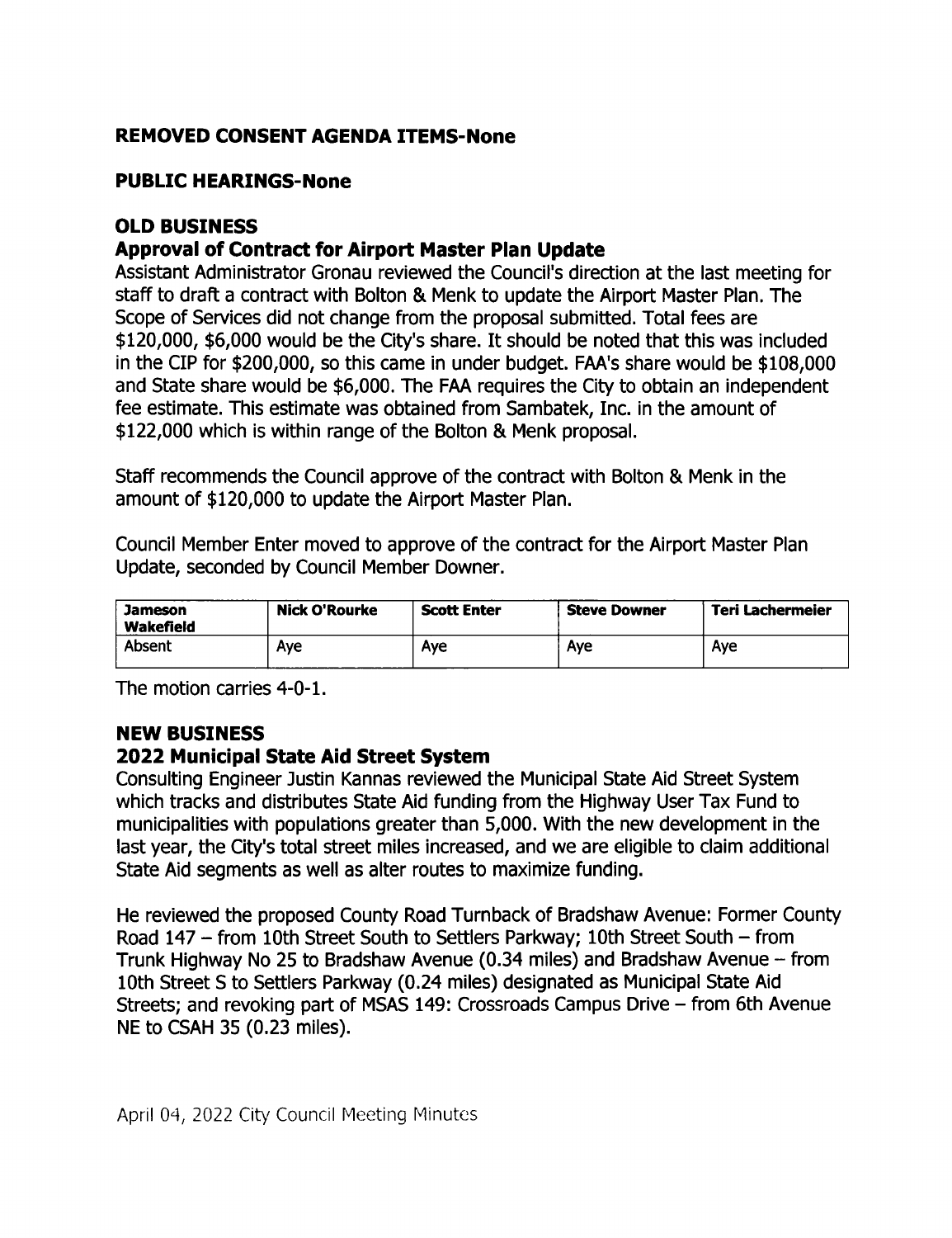## REMOVED CONSENT AGENDA ITEMS-None

## PUBLIC HEARINGS-None

## OLD BUSINESS

### Approval of Contract for Airport Master Plan Update

Assistant Administrator Gronau reviewed the Council's direction at the last meeting for staff to draft a contract with Bolton & Menk to update the Airport Master Plan. The Scope of Services did not change from the proposal submitted. Total fees are $120,000, $6,000 would be the City's share. It should be noted that this was included in the CIP for $200,000, so this came in under budget. FAA's share would be $108,000 and State share would be $6,000. The FAA requires the City to obtain an independent fee estimate. This estimate was obtained from Sambatek, Inc. in the amount of $122,000 which is within range of the Bolton & Menk proposal.

Staff recommends the Council approve of the contract with Bolton & Menk in the amount of $120,000 to update the Airport Master Plan.

Council Member Enter moved to approve of the contract for the Airport Master Plan Update, seconded by Council Member Downer.

| Jameson Wakefield | Nick O'Rourke | Scott Enter | Steve Downer | Teri Lachermeier |
|---|---|---|---|---|
| Absent | Aye | Aye | Aye | Aye |

The motion carries 4-0-1.

## NEW BUSINESS

### 2022 Municipal State Aid Street System

Consulting Engineer Justin Kannas reviewed the Municipal State Aid Street System which tracks and distributes State Aid funding from the Highway User Tax Fund to municipalities with populations greater than 5,000. With the new development in the last year, the City's total street miles increased, and we are eligible to claim additional State Aid segments as well as alter routes to maximize funding.

He reviewed the proposed County Road Turnback of Bradshaw Avenue: Former County Road 147 – from 10th Street South to Settlers Parkway; 10th Street South – from Trunk Highway No 25 to Bradshaw Avenue (0.34 miles) and Bradshaw Avenue – from 10th Street S to Settlers Parkway (0.24 miles) designated as Municipal State Aid Streets; and revoking part of MSAS 149: Crossroads Campus Drive – from 6th Avenue NE to CSAH 35 (0.23 miles).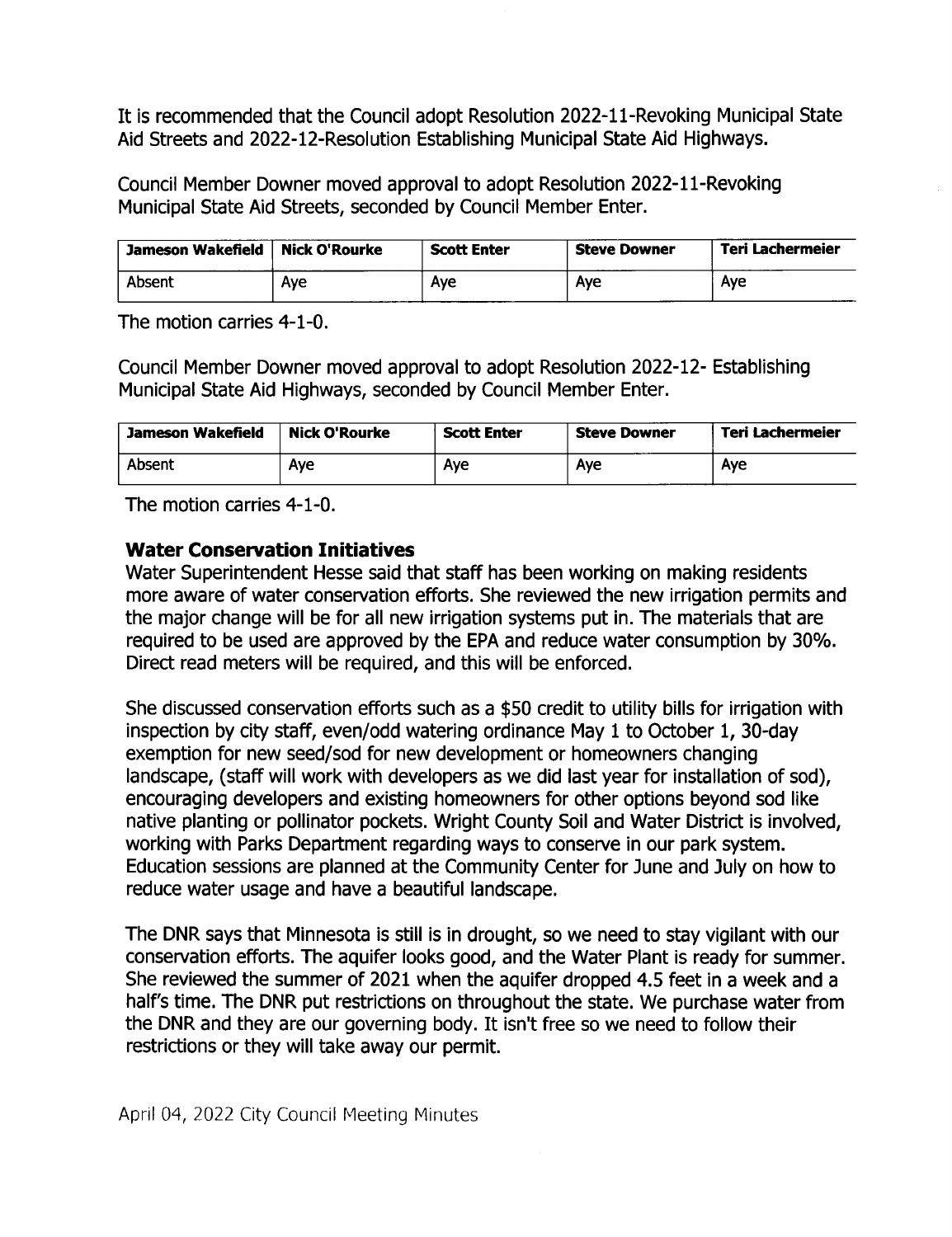It is recommended that the Council adopt Resolution 2022-11-Revoking Municipal State Aid Streets and 2022-12-Resolution Establishing Municipal State Aid Highways.

Council Member Downer moved approval to adopt Resolution 2022-11-Revoking Municipal State Aid Streets, seconded by Council Member Enter.

| Jameson Wakefield | Nick O'Rourke | Scott Enter | Steve Downer | Teri Lachermeier |
|---|---|---|---|---|
| Absent | Aye | Aye | Aye | Aye |

The motion carries 4-1-0.

Council Member Downer moved approval to adopt Resolution 2022-12- Establishing Municipal State Aid Highways, seconded by Council Member Enter.

| Jameson Wakefield | Nick O'Rourke | Scott Enter | Steve Downer | Teri Lachermeier |
|---|---|---|---|---|
| Absent | Aye | Aye | Aye | Aye |

The motion carries 4-1-0.

### Water Conservation Initiatives

Water Superintendent Hesse said that staff has been working on making residents more aware of water conservation efforts. She reviewed the new irrigation permits and the major change will be for all new irrigation systems put in. The materials that are required to be used are approved by the EPA and reduce water consumption by 30%. Direct read meters will be required, and this will be enforced.

She discussed conservation efforts such as a $50 credit to utility bills for irrigation with inspection by city staff, even/odd watering ordinance May 1 to October 1, 30-day exemption for new seed/sod for new development or homeowners changing landscape, (staff will work with developers as we did last year for installation of sod), encouraging developers and existing homeowners for other options beyond sod like native planting or pollinator pockets. Wright County Soil and Water District is involved, working with Parks Department regarding ways to conserve in our park system. Education sessions are planned at the Community Center for June and July on how to reduce water usage and have a beautiful landscape.

The DNR says that Minnesota is still is in drought, so we need to stay vigilant with our conservation efforts. The aquifer looks good, and the Water Plant is ready for summer. She reviewed the summer of 2021 when the aquifer dropped 4.5 feet in a week and a half's time. The DNR put restrictions on throughout the state. We purchase water from the DNR and they are our governing body. It isn't free so we need to follow their restrictions or they will take away our permit.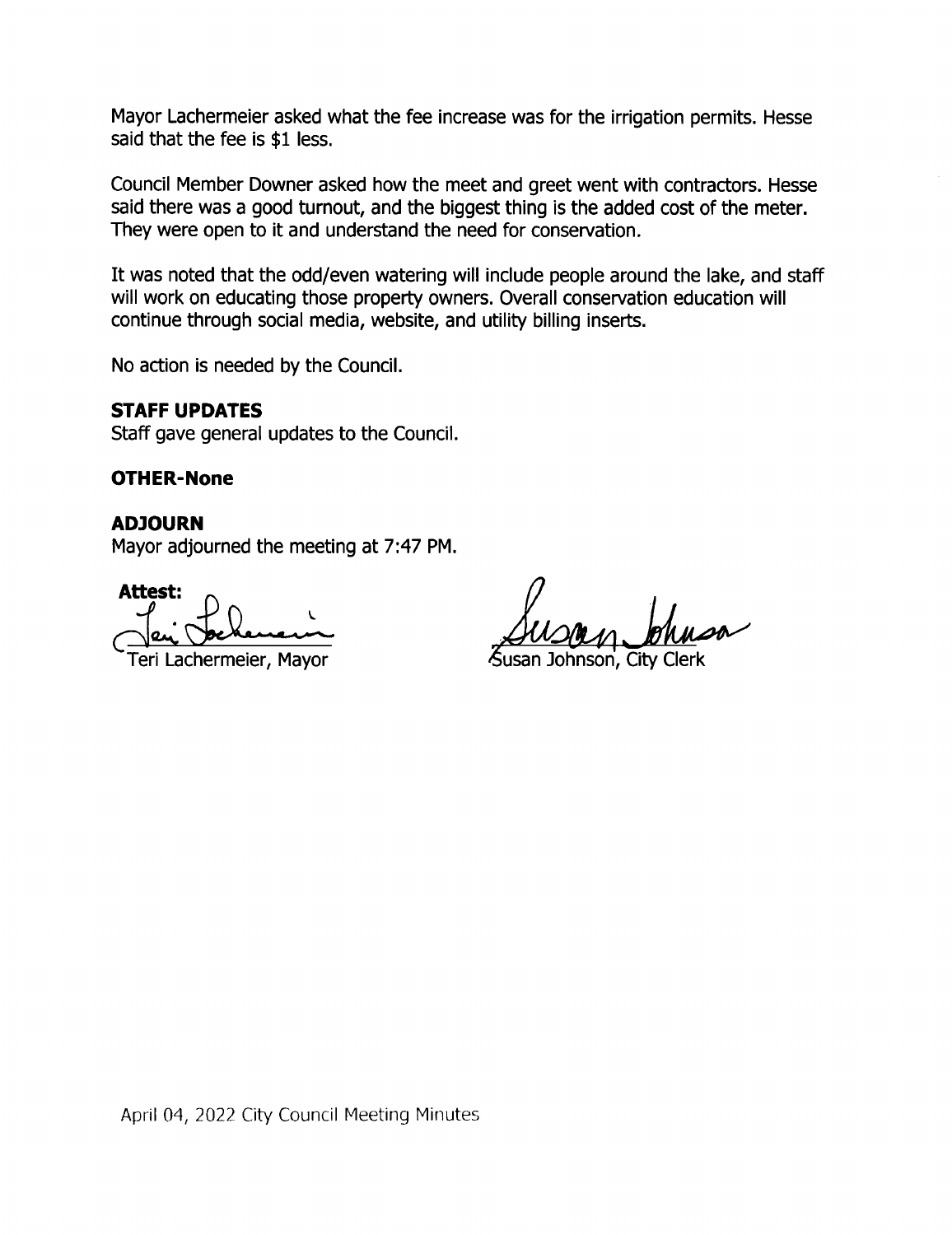Mayor Lachermeier asked what the fee increase was for the irrigation permits. Hesse said that the fee is $1 less.

Council Member Downer asked how the meet and greet went with contractors. Hesse said there was a good turnout, and the biggest thing is the added cost of the meter. They were open to it and understand the need for conservation.

It was noted that the odd/even watering will include people around the lake, and staff will work on educating those property owners. Overall conservation education will continue through social media, website, and utility billing inserts.

No action is needed by the Council.

**STAFF UPDATES**
Staff gave general updates to the Council.

**OTHER-None**

**ADJOURN**
Mayor adjourned the meeting at 7:47 PM.

**Attest:**

Teri Lachermeier, Mayor

Susan Johnson, City Clerk